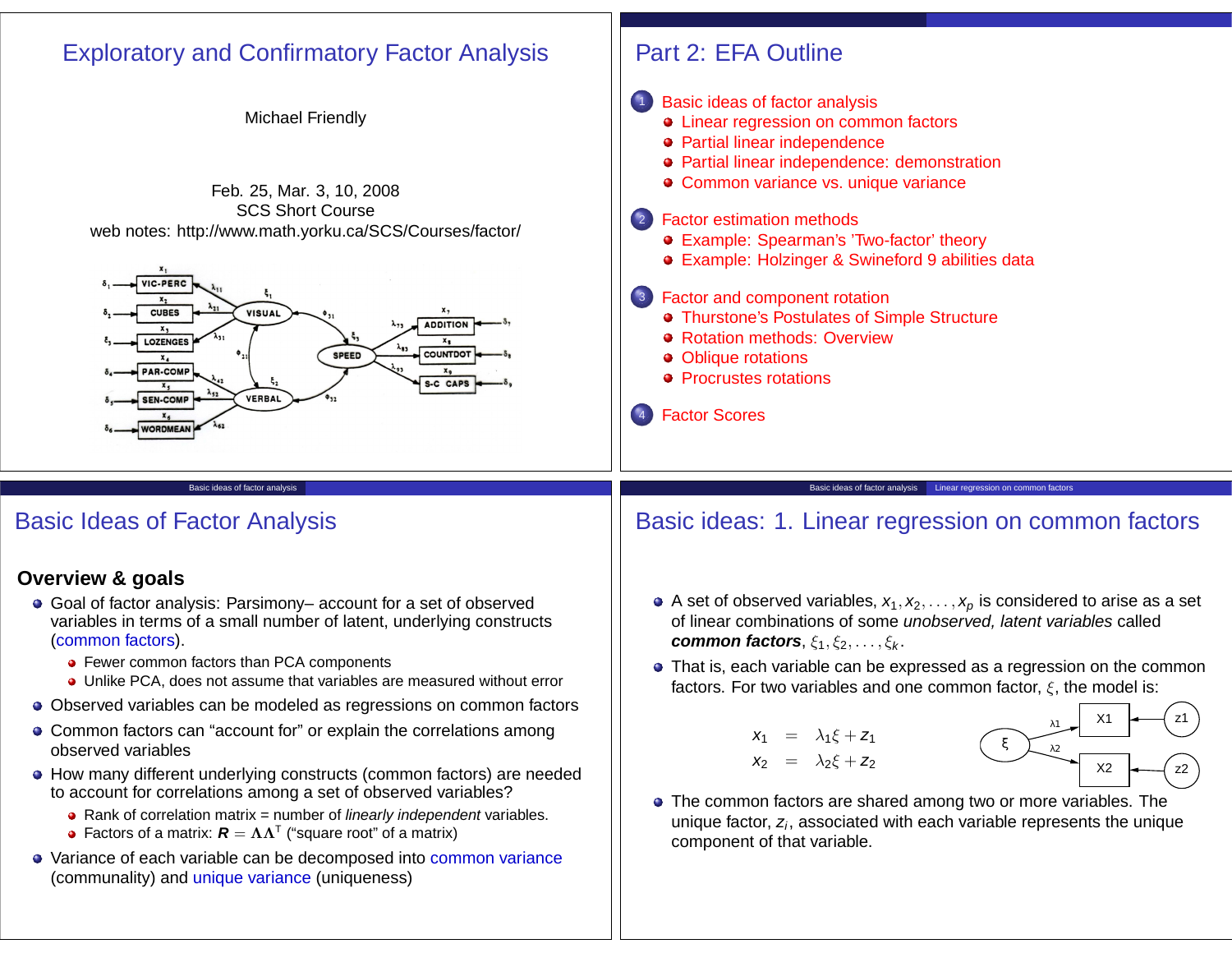# Exploratory and Confirmatory Factor Analysis

Michael Friendly

Feb. 25, Mar. 3, 10, 2008
SCS Short Course
web notes: http://www.math.yorku.ca/SCS/Courses/factor/

# Part 2: EFA Outline

1. Basic ideas of factor analysis
   - Linear regression on common factors
   - Partial linear independence
   - Partial linear independence: demonstration
   - Common variance vs. unique variance
2. Factor estimation methods
   - Example: Spearman's 'Two-factor' theory
   - Example: Holzinger & Swineford 9 abilities data
3. Factor and component rotation
   - Thurstone's Postulates of Simple Structure
   - Rotation methods: Overview
   - Oblique rotations
   - Procrustes rotations
4. Factor Scores

# Basic Ideas of Factor Analysis

### Overview & goals

- Goal of factor analysis: Parsimony– account for a set of observed variables in terms of a small number of latent, underlying constructs (common factors).
  - Fewer common factors than PCA components
  - Unlike PCA, does not assume that variables are measured without error
- Observed variables can be modeled as regressions on common factors
- Common factors can "account for" or explain the correlations among observed variables
- How many different underlying constructs (common factors) are needed to account for correlations among a set of observed variables?
  - Rank of correlation matrix = number of *linearly independent* variables.
  - Factors of a matrix: $\boldsymbol{R} = \boldsymbol{\Lambda}\boldsymbol{\Lambda}^{\mathsf{T}}$ ("square root" of a matrix)
- Variance of each variable can be decomposed into common variance (communality) and unique variance (uniqueness)

# Basic ideas: 1. Linear regression on common factors

- A set of observed variables, $x_1, x_2, \ldots, x_p$ is considered to arise as a set of linear combinations of some *unobserved, latent variables* called ***common factors***, $\xi_1, \xi_2, \ldots, \xi_k$.
- That is, each variable can be expressed as a regression on the common factors. For two variables and one common factor, $\xi$, the model is:

$$
\begin{aligned}
x_1 &= \lambda_1 \xi + z_1 \\
x_2 &= \lambda_2 \xi + z_2
\end{aligned}
$$

- The common factors are shared among two or more variables. The unique factor, $z_i$, associated with each variable represents the unique component of that variable.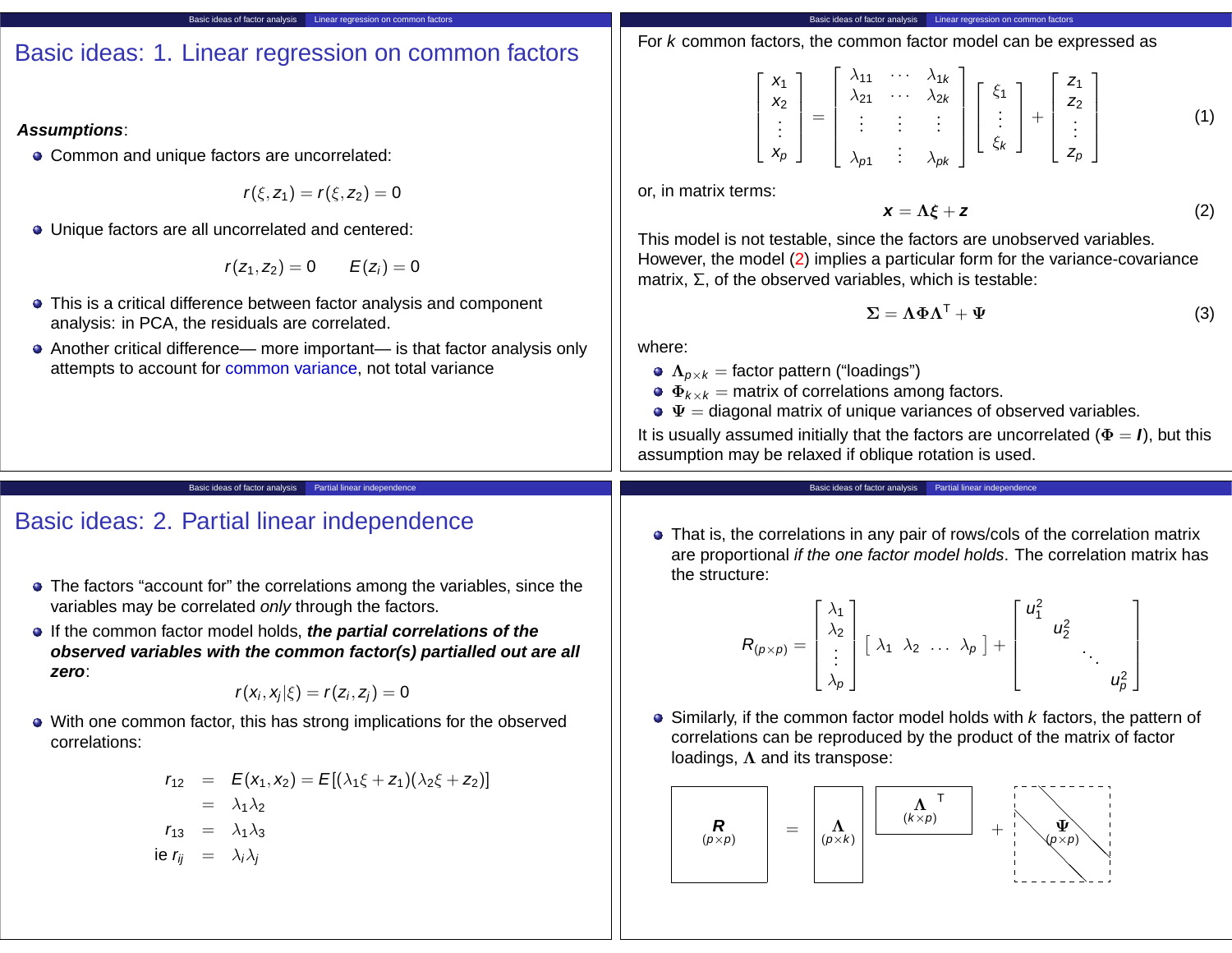# Basic ideas: 1. Linear regression on common factors

***Assumptions***:

- Common and unique factors are uncorrelated:

$$r(\xi, z_1) = r(\xi, z_2) = 0$$

- Unique factors are all uncorrelated and centered:

$$r(z_1, z_2) = 0 \qquad E(z_i) = 0$$

- This is a critical difference between factor analysis and component analysis: in PCA, the residuals are correlated.
- Another critical difference— more important— is that factor analysis only attempts to account for common variance, not total variance

For $k$ common factors, the common factor model can be expressed as

$$\begin{bmatrix} x_1 \\ x_2 \\ \vdots \\ x_p \end{bmatrix} = \begin{bmatrix} \lambda_{11} & \cdots & \lambda_{1k} \\ \lambda_{21} & \cdots & \lambda_{2k} \\ \vdots & \vdots & \vdots \\ \lambda_{p1} & \vdots & \lambda_{pk} \end{bmatrix} \begin{bmatrix} \xi_1 \\ \vdots \\ \xi_k \end{bmatrix} + \begin{bmatrix} z_1 \\ z_2 \\ \vdots \\ z_p \end{bmatrix} \tag{1}$$

or, in matrix terms:

$$\boldsymbol{x} = \boldsymbol{\Lambda\xi} + \boldsymbol{z} \tag{2}$$

This model is not testable, since the factors are unobserved variables. However, the model (2) implies a particular form for the variance-covariance matrix, $\Sigma$, of the observed variables, which is testable:

$$\boldsymbol{\Sigma} = \boldsymbol{\Lambda\Phi\Lambda}^\mathsf{T} + \boldsymbol{\Psi} \tag{3}$$

where:

- $\boldsymbol{\Lambda}_{p\times k}$ = factor pattern (“loadings”)
- $\boldsymbol{\Phi}_{k\times k}$ = matrix of correlations among factors.
- $\boldsymbol{\Psi}$ = diagonal matrix of unique variances of observed variables.

It is usually assumed initially that the factors are uncorrelated ($\boldsymbol{\Phi} = \boldsymbol{I}$), but this assumption may be relaxed if oblique rotation is used.

# Basic ideas: 2. Partial linear independence

- The factors “account for” the correlations among the variables, since the variables may be correlated *only* through the factors.
- If the common factor model holds, ***the partial correlations of the observed variables with the common factor(s) partialled out are all zero***:

$$r(x_i, x_j | \xi) = r(z_i, z_j) = 0$$

- With one common factor, this has strong implications for the observed correlations:

$$\begin{aligned} r_{12} &= E(x_1, x_2) = E[(\lambda_1\xi + z_1)(\lambda_2\xi + z_2)] \\ &= \lambda_1\lambda_2 \\ r_{13} &= \lambda_1\lambda_3 \\ \text{ie } r_{ij} &= \lambda_i\lambda_j \end{aligned}$$

- That is, the correlations in any pair of rows/cols of the correlation matrix are proportional *if the one factor model holds*. The correlation matrix has the structure:

$$R_{(p\times p)} = \begin{bmatrix} \lambda_1 \\ \lambda_2 \\ \vdots \\ \lambda_p \end{bmatrix} \begin{bmatrix} \lambda_1 & \lambda_2 & \dots & \lambda_p \end{bmatrix} + \begin{bmatrix} u_1^2 & & & \\ & u_2^2 & & \\ & & \ddots & \\ & & & u_p^2 \end{bmatrix}$$

- Similarly, if the common factor model holds with $k$ factors, the pattern of correlations can be reproduced by the product of the matrix of factor loadings, $\boldsymbol{\Lambda}$ and its transpose:

$$\underset{(p\times p)}{\boldsymbol{R}} = \underset{(p\times k)}{\boldsymbol{\Lambda}} \; \underset{(k\times p)}{\boldsymbol{\Lambda}^\mathsf{T}} + \underset{(p\times p)}{\boldsymbol{\Psi}}$$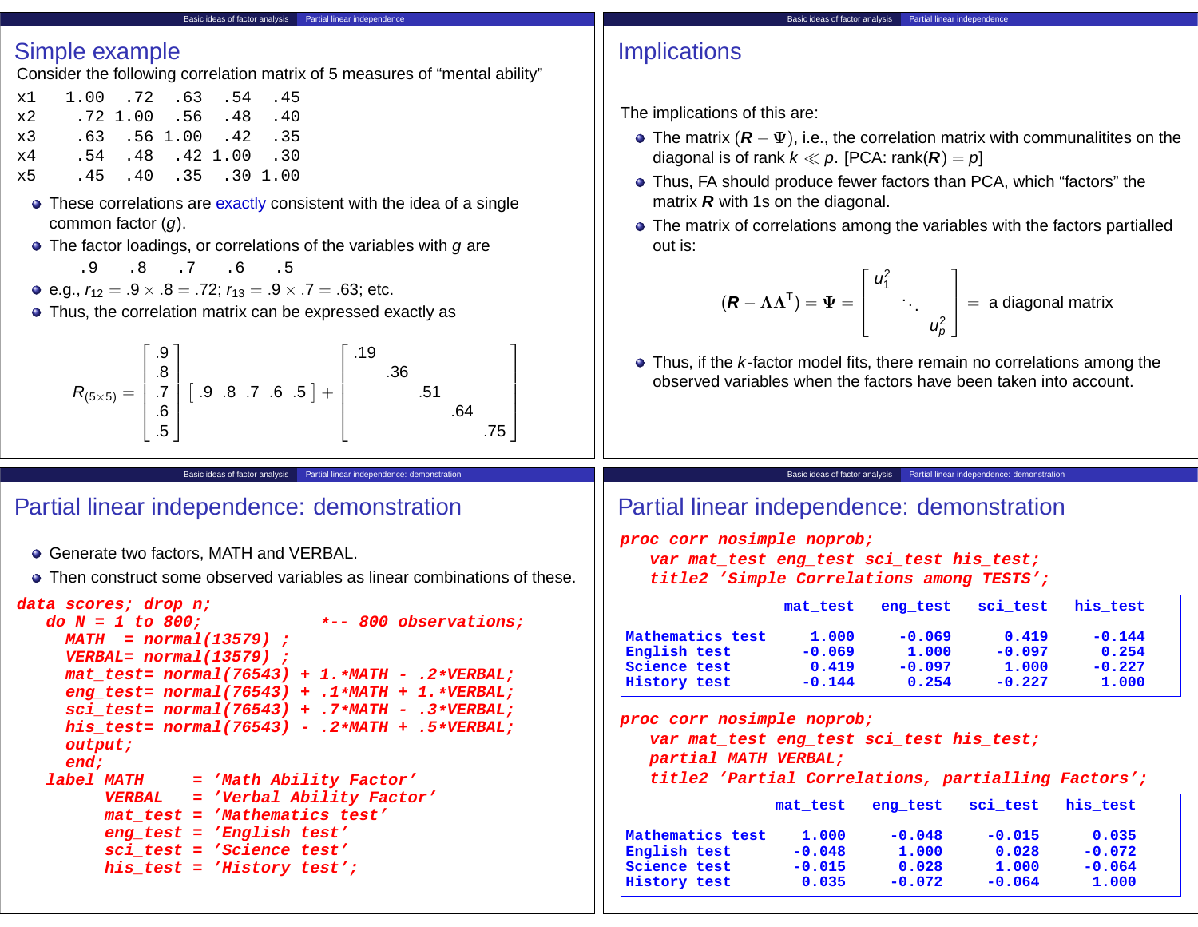## Simple example

Consider the following correlation matrix of 5 measures of "mental ability"

```
x1   1.00  .72  .63  .54  .45
x2    .72 1.00  .56  .48  .40
x3    .63  .56 1.00  .42  .35
x4    .54  .48  .42 1.00  .30
x5    .45  .40  .35  .30 1.00
```

- These correlations are exactly consistent with the idea of a single common factor ($g$).
- The factor loadings, or correlations of the variables with $g$ are
  .9 .8 .7 .6 .5
- e.g., $r_{12} = .9 \times .8 = .72$; $r_{13} = .9 \times .7 = .63$; etc.
- Thus, the correlation matrix can be expressed exactly as

$$R_{(5\times5)} = \begin{bmatrix} .9 \\ .8 \\ .7 \\ .6 \\ .5 \end{bmatrix} \begin{bmatrix} .9 & .8 & .7 & .6 & .5 \end{bmatrix} + \begin{bmatrix} .19 & & & & \\ & .36 & & & \\ & & .51 & & \\ & & & .64 & \\ & & & & .75 \end{bmatrix}$$

## Implications

The implications of this are:

- The matrix $(\boldsymbol{R} - \Psi)$, i.e., the correlation matrix with communalitites on the diagonal is of rank $k \ll p$. [PCA: rank$(\boldsymbol{R}) = p$]
- Thus, FA should produce fewer factors than PCA, which "factors" the matrix $\boldsymbol{R}$ with 1s on the diagonal.
- The matrix of correlations among the variables with the factors partialled out is:

$$(\boldsymbol{R} - \Lambda\Lambda^{\mathsf{T}}) = \Psi = \begin{bmatrix} u_1^2 & & \\ & \ddots & \\ & & u_p^2 \end{bmatrix} = \text{ a diagonal matrix}$$

- Thus, if the $k$-factor model fits, there remain no correlations among the observed variables when the factors have been taken into account.

## Partial linear independence: demonstration

- Generate two factors, MATH and VERBAL.
- Then construct some observed variables as linear combinations of these.

```
data scores; drop n;
   do N = 1 to 800;              *-- 800 observations;
     MATH  = normal(13579) ;
     VERBAL= normal(13579) ;
     mat_test= normal(76543) + 1.*MATH - .2*VERBAL;
     eng_test= normal(76543) + .1*MATH + 1.*VERBAL;
     sci_test= normal(76543) + .7*MATH - .3*VERBAL;
     his_test= normal(76543) - .2*MATH + .5*VERBAL;
     output;
     end;
   label MATH     = 'Math Ability Factor'
         VERBAL   = 'Verbal Ability Factor'
         mat_test = 'Mathematics test'
         eng_test = 'English test'
         sci_test = 'Science test'
         his_test = 'History test';
```

## Partial linear independence: demonstration

```
proc corr nosimple noprob;
   var mat_test eng_test sci_test his_test;
   title2 'Simple Correlations among TESTS';
```

| | mat_test | eng_test | sci_test | his_test |
|---|---|---|---|---|
| Mathematics test | 1.000 | -0.069 | 0.419 | -0.144 |
| English test | -0.069 | 1.000 | -0.097 | 0.254 |
| Science test | 0.419 | -0.097 | 1.000 | -0.227 |
| History test | -0.144 | 0.254 | -0.227 | 1.000 |

```
proc corr nosimple noprob;
   var mat_test eng_test sci_test his_test;
   partial MATH VERBAL;
   title2 'Partial Correlations, partialling Factors';
```

| | mat_test | eng_test | sci_test | his_test |
|---|---|---|---|---|
| Mathematics test | 1.000 | -0.048 | -0.015 | 0.035 |
| English test | -0.048 | 1.000 | 0.028 | -0.072 |
| Science test | -0.015 | 0.028 | 1.000 | -0.064 |
| History test | 0.035 | -0.072 | -0.064 | 1.000 |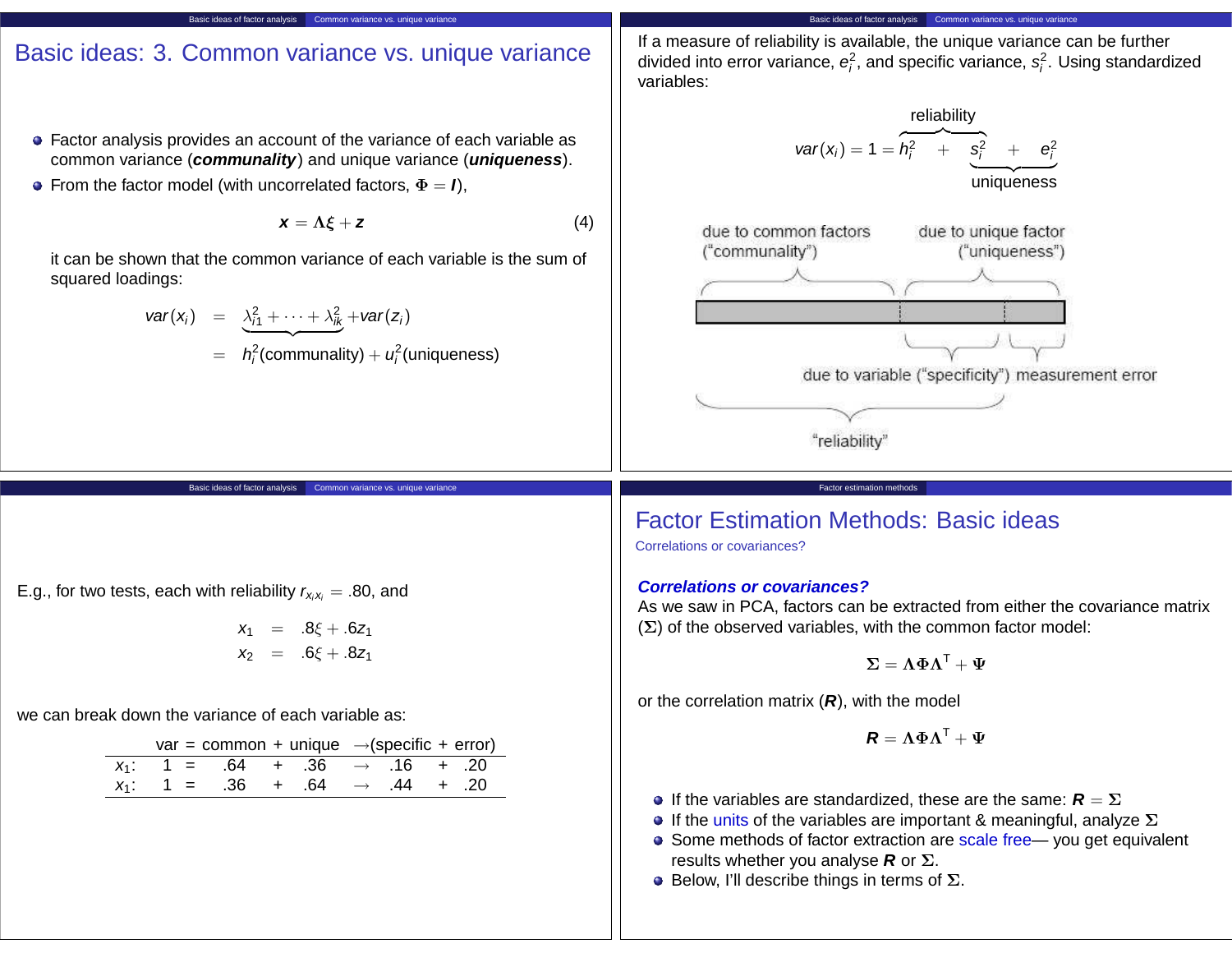## Basic ideas: 3. Common variance vs. unique variance

- Factor analysis provides an account of the variance of each variable as common variance (***communality***) and unique variance (***uniqueness***).
- From the factor model (with uncorrelated factors, $\Phi = I$),

$$\mathbf{x} = \Lambda \xi + \mathbf{z} \tag{4}$$

it can be shown that the common variance of each variable is the sum of squared loadings:

$$\begin{aligned} var(x_i) &= \underbrace{\lambda_{i1}^2 + \cdots + \lambda_{ik}^2}_{} + var(z_i) \\ &= h_i^2(\text{communality}) + u_i^2(\text{uniqueness}) \end{aligned}$$

If a measure of reliability is available, the unique variance can be further divided into error variance, $e_i^2$, and specific variance, $s_i^2$. Using standardized variables:

$$var(x_i) = 1 = \overbrace{h_i^2 \quad + \quad s_i^2}^{\text{reliability}} \quad + \quad e_i^2$$

with $s_i^2 + e_i^2$ = uniqueness.

due to common factors ("communality") | due to unique factor ("uniqueness")

due to variable ("specificity") | measurement error

"reliability"

E.g., for two tests, each with reliability $r_{x_i x_i} = .80$, and

$$\begin{aligned} x_1 &= .8\xi + .6z_1 \\ x_2 &= .6\xi + .8z_1 \end{aligned}$$

we can break down the variance of each variable as:

| | var | = | common | + | unique | → | (specific | + | error) |
|---|---|---|---|---|---|---|---|---|---|
| $x_1$: | 1 | = | .64 | + | .36 | → | .16 | + | .20 |
| $x_1$: | 1 | = | .36 | + | .64 | → | .44 | + | .20 |

## Factor Estimation Methods: Basic ideas

Correlations or covariances?

***Correlations or covariances?***

As we saw in PCA, factors can be extracted from either the covariance matrix ($\Sigma$) of the observed variables, with the common factor model:

$$\Sigma = \Lambda \Phi \Lambda^{\mathsf{T}} + \Psi$$

or the correlation matrix ($\mathbf{R}$), with the model

$$\mathbf{R} = \Lambda \Phi \Lambda^{\mathsf{T}} + \Psi$$

- If the variables are standardized, these are the same: $\mathbf{R} = \Sigma$
- If the units of the variables are important & meaningful, analyze $\Sigma$
- Some methods of factor extraction are scale free— you get equivalent results whether you analyse $\mathbf{R}$ or $\Sigma$.
- Below, I'll describe things in terms of $\Sigma$.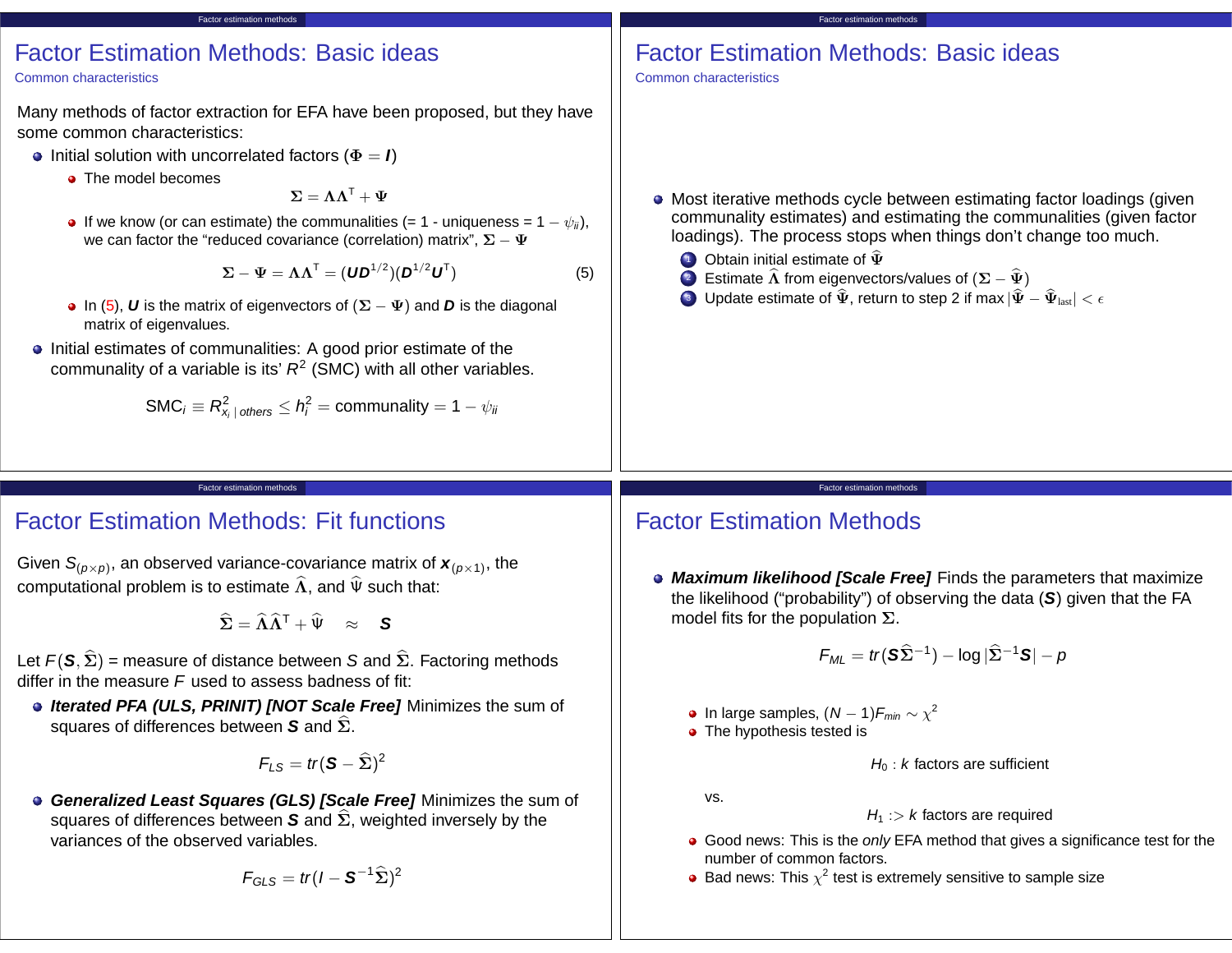## Factor Estimation Methods: Basic ideas

### Common characteristics

Many methods of factor extraction for EFA have been proposed, but they have some common characteristics:

- Initial solution with uncorrelated factors ($\Phi = I$)
  - The model becomes
    $$\Sigma = \Lambda\Lambda^{\mathsf{T}} + \Psi$$
  - If we know (or can estimate) the communalities (= 1 - uniqueness = $1 - \psi_{ii}$), we can factor the "reduced covariance (correlation) matrix", $\Sigma - \Psi$
    $$\Sigma - \Psi = \Lambda\Lambda^{\mathsf{T}} = (UD^{1/2})(D^{1/2}U^{\mathsf{T}}) \tag{5}$$
  - In (5), $U$ is the matrix of eigenvectors of $(\Sigma - \Psi)$ and $D$ is the diagonal matrix of eigenvalues.
- Initial estimates of communalities: A good prior estimate of the communality of a variable is its' $R^2$ (SMC) with all other variables.
  $$\text{SMC}_i \equiv R^2_{x_i \mid others} \leq h_i^2 = \text{communality} = 1 - \psi_{ii}$$

## Factor Estimation Methods: Basic ideas

### Common characteristics

- Most iterative methods cycle between estimating factor loadings (given communality estimates) and estimating the communalities (given factor loadings). The process stops when things don't change too much.
  1. Obtain initial estimate of $\widehat{\Psi}$
  2. Estimate $\widehat{\Lambda}$ from eigenvectors/values of $(\Sigma - \widehat{\Psi})$
  3. Update estimate of $\widehat{\Psi}$, return to step 2 if max $|\widehat{\Psi} - \widehat{\Psi}_{\text{last}}| < \epsilon$

## Factor Estimation Methods: Fit functions

Given $S_{(p\times p)}$, an observed variance-covariance matrix of $x_{(p\times 1)}$, the computational problem is to estimate $\widehat{\Lambda}$, and $\widehat{\Psi}$ such that:

$$\widehat{\Sigma} = \widehat{\Lambda}\widehat{\Lambda}^{\mathsf{T}} + \widehat{\Psi} \quad \approx \quad S$$

Let $F(S, \widehat{\Sigma})$ = measure of distance between $S$ and $\widehat{\Sigma}$. Factoring methods differ in the measure $F$ used to assess badness of fit:

- ***Iterated PFA (ULS, PRINIT) [NOT Scale Free]*** Minimizes the sum of squares of differences between $S$ and $\widehat{\Sigma}$.
  $$F_{LS} = tr(S - \widehat{\Sigma})^2$$
- ***Generalized Least Squares (GLS) [Scale Free]*** Minimizes the sum of squares of differences between $S$ and $\widehat{\Sigma}$, weighted inversely by the variances of the observed variables.
  $$F_{GLS} = tr(I - S^{-1}\widehat{\Sigma})^2$$

## Factor Estimation Methods

- ***Maximum likelihood [Scale Free]*** Finds the parameters that maximize the likelihood ("probability") of observing the data ($S$) given that the FA model fits for the population $\Sigma$.
  $$F_{ML} = tr(S\widehat{\Sigma}^{-1}) - \log|\widehat{\Sigma}^{-1}S| - p$$
  - In large samples, $(N-1)F_{min} \sim \chi^2$
  - The hypothesis tested is
    $$H_0 : k \text{ factors are sufficient}$$
    vs.
    $$H_1 :> k \text{ factors are required}$$
  - Good news: This is the *only* EFA method that gives a significance test for the number of common factors.
  - Bad news: This $\chi^2$ test is extremely sensitive to sample size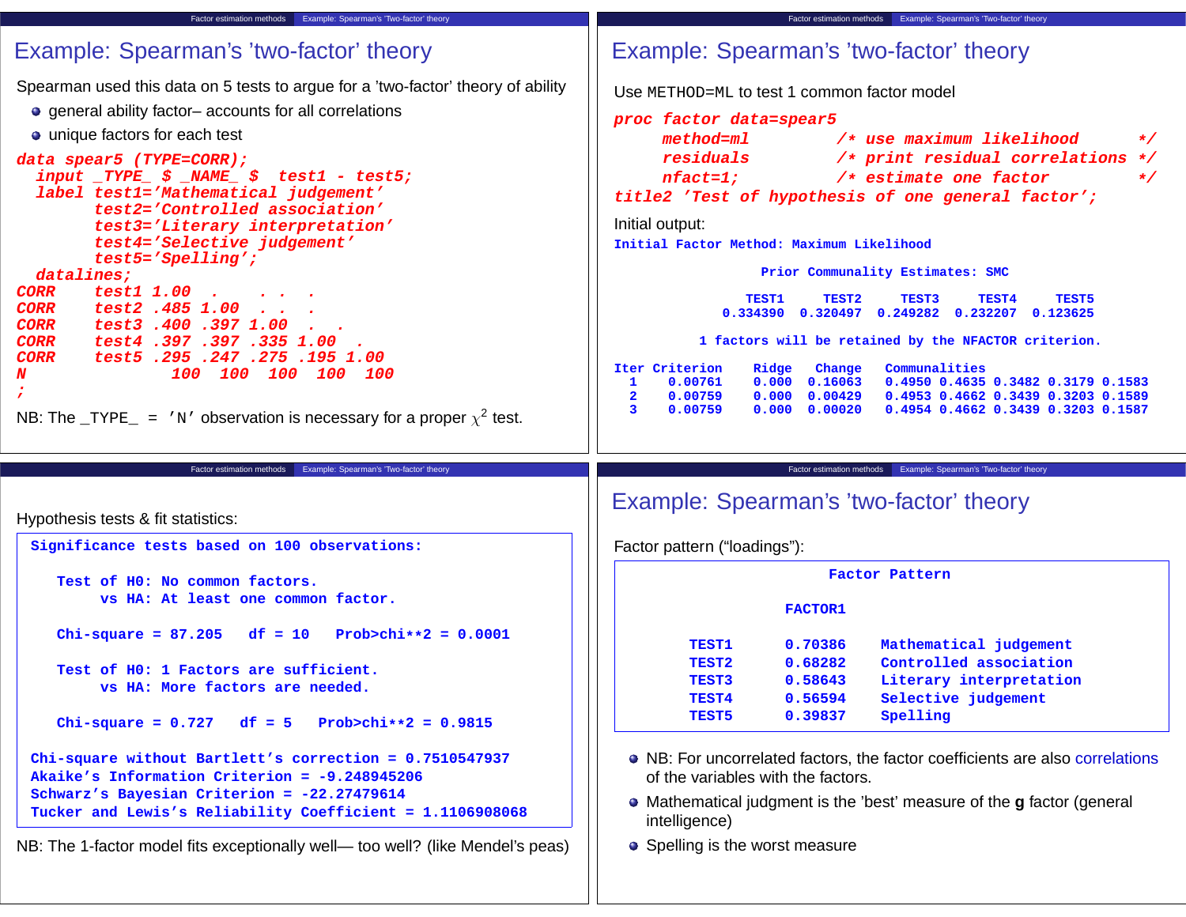# Example: Spearman's 'two-factor' theory

Spearman used this data on 5 tests to argue for a 'two-factor' theory of ability

- general ability factor– accounts for all correlations
- unique factors for each test

```
data spear5 (TYPE=CORR);
  input _TYPE_ $ _NAME_ $  test1 - test5;
  label test1='Mathematical judgement'
        test2='Controlled association'
        test3='Literary interpretation'
        test4='Selective judgement'
        test5='Spelling';
  datalines;
CORR    test1 1.00  .    . .  .
CORR    test2 .485 1.00  . .  .
CORR    test3 .400 .397 1.00  .  .
CORR    test4 .397 .397 .335 1.00  .
CORR    test5 .295 .247 .275 .195 1.00
N             100  100  100  100  100
;
```

NB: The _TYPE_ = 'N' observation is necessary for a proper $\chi^2$ test.

# Example: Spearman's 'two-factor' theory

Use METHOD=ML to test 1 common factor model

```
proc factor data=spear5
     method=ml         /* use maximum likelihood      */
     residuals         /* print residual correlations */
     nfact=1;          /* estimate one factor         */
title2 'Test of hypothesis of one general factor';
```

Initial output:

```
Initial Factor Method: Maximum Likelihood

                 Prior Communality Estimates: SMC

              TEST1     TEST2     TEST3     TEST4     TEST5
           0.334390  0.320497  0.249282  0.232207  0.123625

         1 factors will be retained by the NFACTOR criterion.

Iter Criterion    Ridge   Change    Communalities
  1    0.00761    0.000  0.16063    0.4950 0.4635 0.3482 0.3179 0.1583
  2    0.00759    0.000  0.00429    0.4953 0.4662 0.3439 0.3203 0.1589
  3    0.00759    0.000  0.00020    0.4954 0.4662 0.3439 0.3203 0.1587
```

Hypothesis tests & fit statistics:

```
Significance tests based on 100 observations:

   Test of H0: No common factors.
        vs HA: At least one common factor.

   Chi-square = 87.205   df = 10   Prob>chi**2 = 0.0001

   Test of H0: 1 Factors are sufficient.
        vs HA: More factors are needed.

   Chi-square = 0.727   df = 5   Prob>chi**2 = 0.9815

Chi-square without Bartlett's correction = 0.7510547937
Akaike's Information Criterion = -9.248945206
Schwarz's Bayesian Criterion = -22.27479614
Tucker and Lewis's Reliability Coefficient = 1.1106908068
```

NB: The 1-factor model fits exceptionally well— too well? (like Mendel's peas)

# Example: Spearman's 'two-factor' theory

Factor pattern ("loadings"):

```
                      Factor Pattern

                FACTOR1

     TEST1      0.70386     Mathematical judgement
     TEST2      0.68282     Controlled association
     TEST3      0.58643     Literary interpretation
     TEST4      0.56594     Selective judgement
     TEST5      0.39837     Spelling
```

- NB: For uncorrelated factors, the factor coefficients are also correlations of the variables with the factors.
- Mathematical judgment is the 'best' measure of the **g** factor (general intelligence)
- Spelling is the worst measure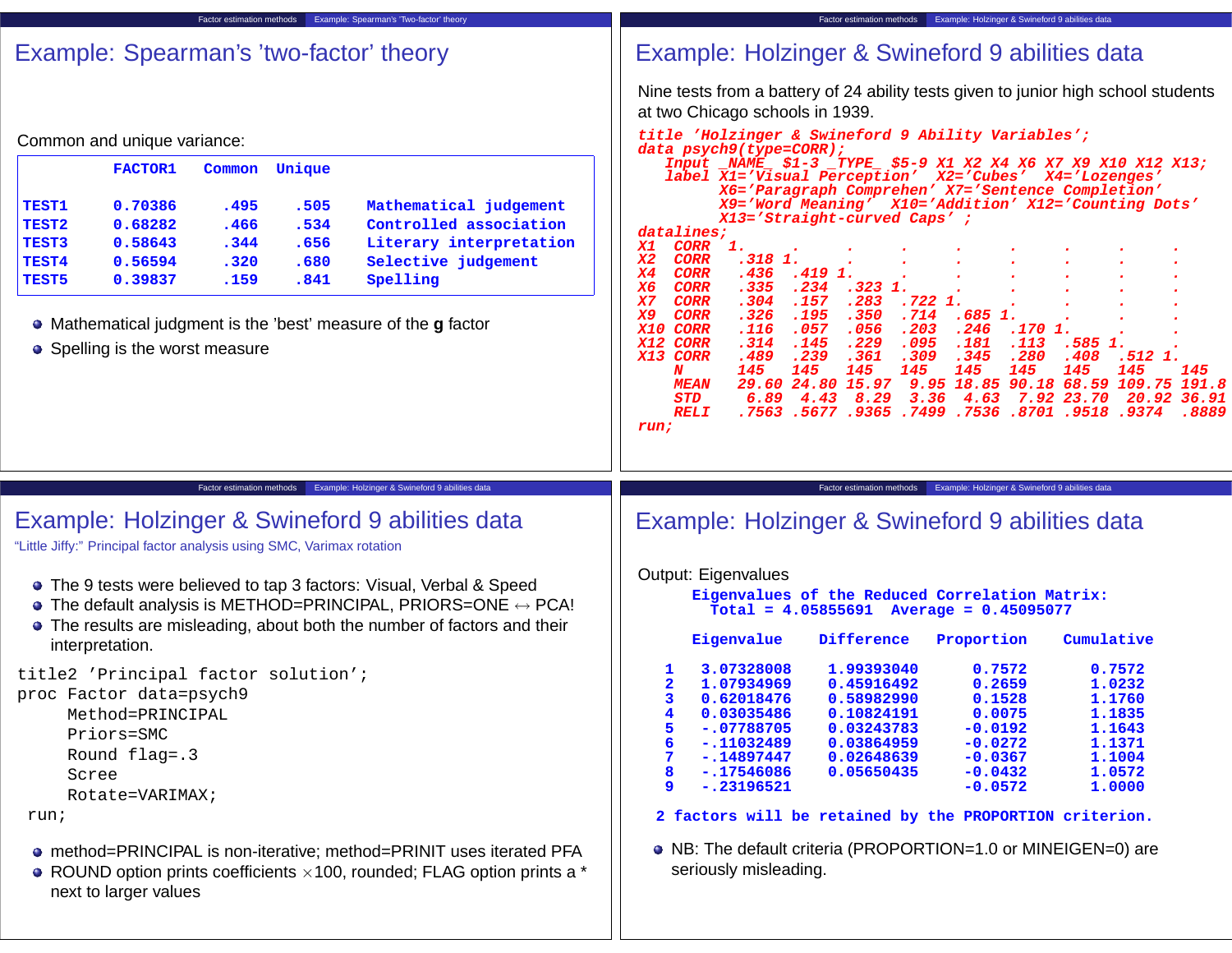# Example: Spearman's 'two-factor' theory

Common and unique variance:

| | FACTOR1 | Common | Unique | |
|---|---|---|---|---|
| TEST1 | 0.70386 | .495 | .505 | Mathematical judgement |
| TEST2 | 0.68282 | .466 | .534 | Controlled association |
| TEST3 | 0.58643 | .344 | .656 | Literary interpretation |
| TEST4 | 0.56594 | .320 | .680 | Selective judgement |
| TEST5 | 0.39837 | .159 | .841 | Spelling |

- Mathematical judgment is the 'best' measure of the **g** factor
- Spelling is the worst measure

# Example: Holzinger & Swineford 9 abilities data

Nine tests from a battery of 24 ability tests given to junior high school students at two Chicago schools in 1939.

```
title 'Holzinger & Swineford 9 Ability Variables';
data psych9(type=CORR);
   Input _NAME_ $1-3 _TYPE_ $5-9 X1 X2 X4 X6 X7 X9 X10 X12 X13;
   label X1='Visual Perception'  X2='Cubes'  X4='Lozenges'
         X6='Paragraph Comprehen' X7='Sentence Completion'
         X9='Word Meaning'  X10='Addition' X12='Counting Dots'
         X13='Straight-curved Caps' ;
datalines;
X1  CORR  1.    .     .     .     .     .     .     .     .
X2  CORR   .318 1.    .     .     .     .     .     .     .
X4  CORR   .436  .419 1.    .     .     .     .     .     .
X6  CORR   .335  .234  .323 1.    .     .     .     .     .
X7  CORR   .304  .157  .283  .722 1.    .     .     .     .
X9  CORR   .326  .195  .350  .714  .685 1.    .     .     .
X10 CORR   .116  .057  .056  .203  .246  .170 1.    .     .
X12 CORR   .314  .145  .229  .095  .181  .113  .585 1.    .
X13 CORR   .489  .239  .361  .309  .345  .280  .408  .512 1.
    N      145   145   145   145   145   145   145   145   145
    MEAN   29.60 24.80 15.97  9.95 18.85 90.18 68.59 109.75 191.8
    STD     6.89  4.43  8.29  3.36  4.63  7.92 23.70  20.92 36.91
    RELI   .7563 .5677 .9365 .7499 .7536 .8701 .9518 .9374  .8889
run;
```

# Example: Holzinger & Swineford 9 abilities data

"Little Jiffy:" Principal factor analysis using SMC, Varimax rotation

- The 9 tests were believed to tap 3 factors: Visual, Verbal & Speed
- The default analysis is METHOD=PRINCIPAL, PRIORS=ONE ↔ PCA!
- The results are misleading, about both the number of factors and their interpretation.

```
title2 'Principal factor solution';
proc Factor data=psych9
     Method=PRINCIPAL
     Priors=SMC
     Round flag=.3
     Scree
     Rotate=VARIMAX;
 run;
```

- method=PRINCIPAL is non-iterative; method=PRINIT uses iterated PFA
- ROUND option prints coefficients ×100, rounded; FLAG option prints a * next to larger values

# Example: Holzinger & Swineford 9 abilities data

Output: Eigenvalues

```
     Eigenvalues of the Reduced Correlation Matrix:
       Total = 4.05855691   Average = 0.45095077

     Eigenvalue    Difference    Proportion    Cumulative

  1   3.07328008    1.99393040     0.7572        0.7572
  2   1.07934969    0.45916492     0.2659        1.0232
  3   0.62018476    0.58982990     0.1528        1.1760
  4   0.03035486    0.10824191     0.0075        1.1835
  5   -.07788705    0.03243783    -0.0192        1.1643
  6   -.11032489    0.03864959    -0.0272        1.1371
  7   -.14897447    0.02648639    -0.0367        1.1004
  8   -.17546086    0.05650435    -0.0432        1.0572
  9   -.23196521                  -0.0572        1.0000

 2 factors will be retained by the PROPORTION criterion.
```

- NB: The default criteria (PROPORTION=1.0 or MINEIGEN=0) are seriously misleading.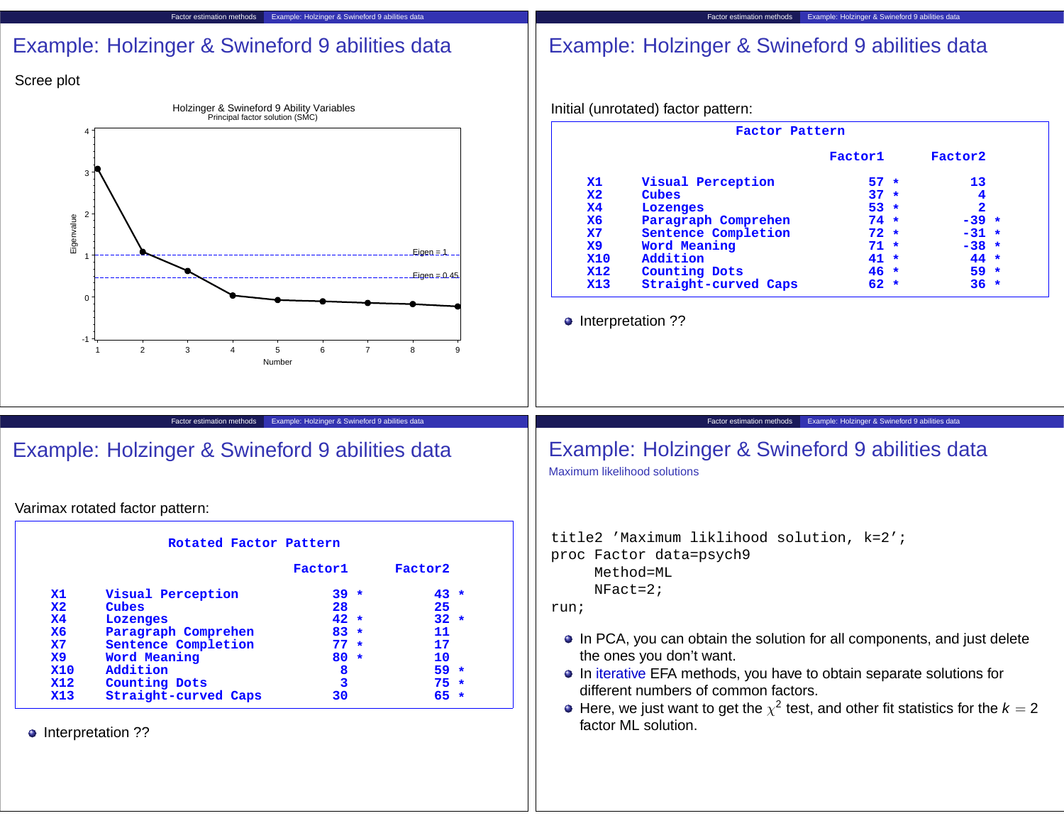## Example: Holzinger & Swineford 9 abilities data

Scree plot

Holzinger & Swineford 9 Ability Variables
Principal factor solution (SMC)

## Example: Holzinger & Swineford 9 abilities data

Initial (unrotated) factor pattern:

**Factor Pattern**

| | | Factor1 | Factor2 |
|---|---|---|---|
| X1 | Visual Perception | 57 * | 13 |
| X2 | Cubes | 37 * | 4 |
| X4 | Lozenges | 53 * | 2 |
| X6 | Paragraph Comprehen | 74 * | -39 * |
| X7 | Sentence Completion | 72 * | -31 * |
| X9 | Word Meaning | 71 * | -38 * |
| X10 | Addition | 41 * | 44 * |
| X12 | Counting Dots | 46 * | 59 * |
| X13 | Straight-curved Caps | 62 * | 36 * |

- Interpretation ??

## Example: Holzinger & Swineford 9 abilities data

Varimax rotated factor pattern:

**Rotated Factor Pattern**

| | | Factor1 | Factor2 |
|---|---|---|---|
| X1 | Visual Perception | 39 * | 43 * |
| X2 | Cubes | 28 | 25 |
| X4 | Lozenges | 42 * | 32 * |
| X6 | Paragraph Comprehen | 83 * | 11 |
| X7 | Sentence Completion | 77 * | 17 |
| X9 | Word Meaning | 80 * | 10 |
| X10 | Addition | 8 | 59 * |
| X12 | Counting Dots | 3 | 75 * |
| X13 | Straight-curved Caps | 30 | 65 * |

- Interpretation ??

## Example: Holzinger & Swineford 9 abilities data

Maximum likelihood solutions

```
title2 'Maximum liklihood solution, k=2';
proc Factor data=psych9
     Method=ML
     NFact=2;
run;
```

- In PCA, you can obtain the solution for all components, and just delete the ones you don't want.
- In iterative EFA methods, you have to obtain separate solutions for different numbers of common factors.
- Here, we just want to get the $\chi^2$ test, and other fit statistics for the $k = 2$ factor ML solution.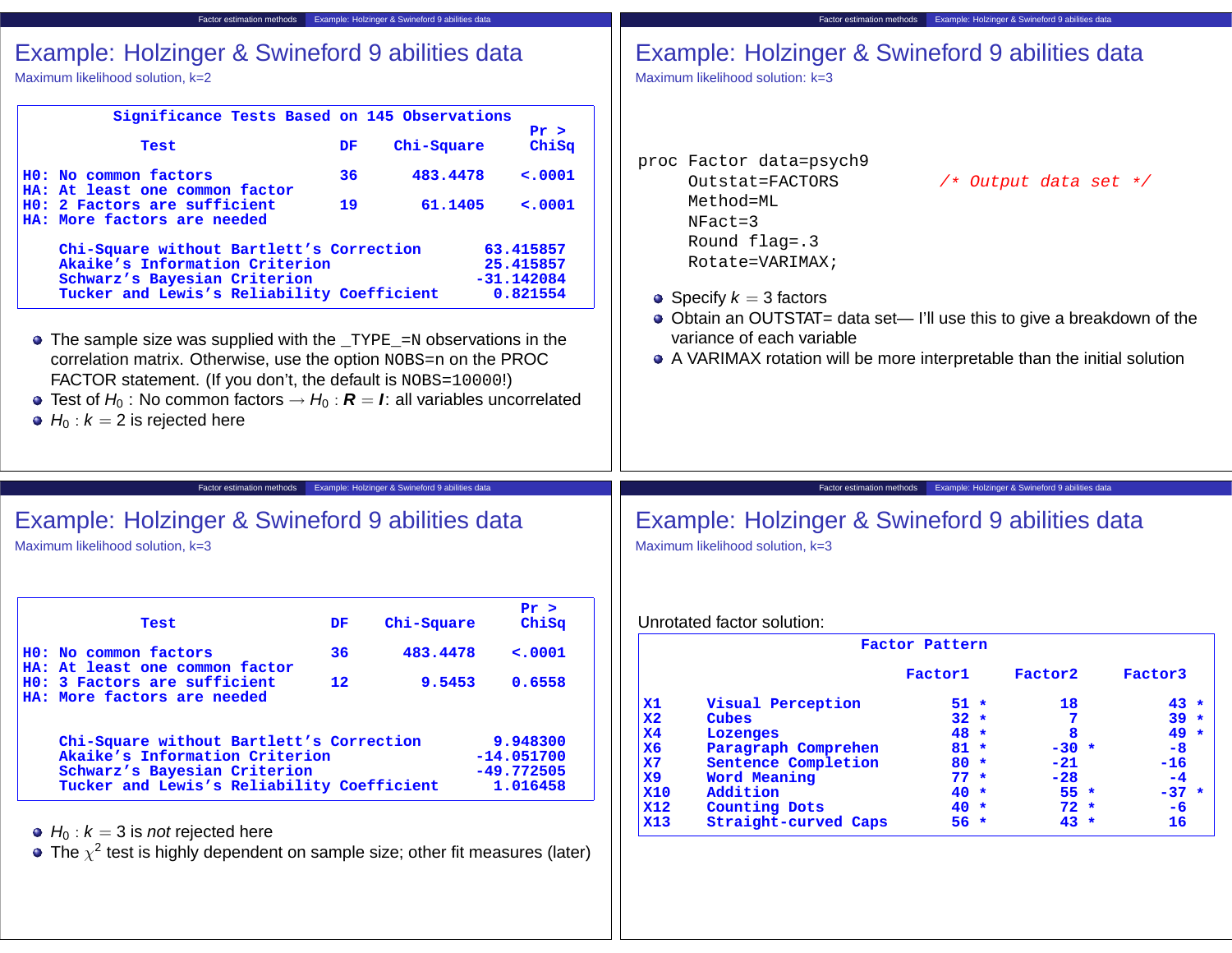## Example: Holzinger & Swineford 9 abilities data

Maximum likelihood solution, k=2

**Significance Tests Based on 145 Observations**

| Test | DF | Chi-Square | Pr > ChiSq |
|---|---|---|---|
| H0: No common factors<br>HA: At least one common factor | 36 | 483.4478 | <.0001 |
| H0: 2 Factors are sufficient<br>HA: More factors are needed | 19 | 61.1405 | <.0001 |

| | |
|---|---|
| Chi-Square without Bartlett's Correction | 63.415857 |
| Akaike's Information Criterion | 25.415857 |
| Schwarz's Bayesian Criterion | -31.142084 |
| Tucker and Lewis's Reliability Coefficient | 0.821554 |

- The sample size was supplied with the _TYPE_=N observations in the correlation matrix. Otherwise, use the option NOBS=n on the PROC FACTOR statement. (If you don't, the default is NOBS=10000!)
- Test of $H_0$ : No common factors $\rightarrow H_0 : \boldsymbol{R} = \boldsymbol{I}$: all variables uncorrelated
- $H_0 : k = 2$ is rejected here

## Example: Holzinger & Swineford 9 abilities data

Maximum likelihood solution: k=3

```
proc Factor data=psych9
     Outstat=FACTORS          /* Output data set */
     Method=ML
     NFact=3
     Round flag=.3
     Rotate=VARIMAX;
```

- Specify $k = 3$ factors
- Obtain an OUTSTAT= data set— I'll use this to give a breakdown of the variance of each variable
- A VARIMAX rotation will be more interpretable than the initial solution

## Example: Holzinger & Swineford 9 abilities data

Maximum likelihood solution, k=3

| Test | DF | Chi-Square | Pr > ChiSq |
|---|---|---|---|
| H0: No common factors<br>HA: At least one common factor | 36 | 483.4478 | <.0001 |
| H0: 3 Factors are sufficient<br>HA: More factors are needed | 12 | 9.5453 | 0.6558 |

| | |
|---|---|
| Chi-Square without Bartlett's Correction | 9.948300 |
| Akaike's Information Criterion | -14.051700 |
| Schwarz's Bayesian Criterion | -49.772505 |
| Tucker and Lewis's Reliability Coefficient | 1.016458 |

- $H_0 : k = 3$ is *not* rejected here
- The $\chi^2$ test is highly dependent on sample size; other fit measures (later)

## Example: Holzinger & Swineford 9 abilities data

Maximum likelihood solution, k=3

Unrotated factor solution:

**Factor Pattern**

| | | Factor1 | Factor2 | Factor3 |
|---|---|---|---|---|
| X1 | Visual Perception | 51 * | 18 | 43 * |
| X2 | Cubes | 32 * | 7 | 39 * |
| X4 | Lozenges | 48 * | 8 | 49 * |
| X6 | Paragraph Comprehen | 81 * | -30 * | -8 |
| X7 | Sentence Completion | 80 * | -21 | -16 |
| X9 | Word Meaning | 77 * | -28 | -4 |
| X10 | Addition | 40 * | 55 * | -37 * |
| X12 | Counting Dots | 40 * | 72 * | -6 |
| X13 | Straight-curved Caps | 56 * | 43 * | 16 |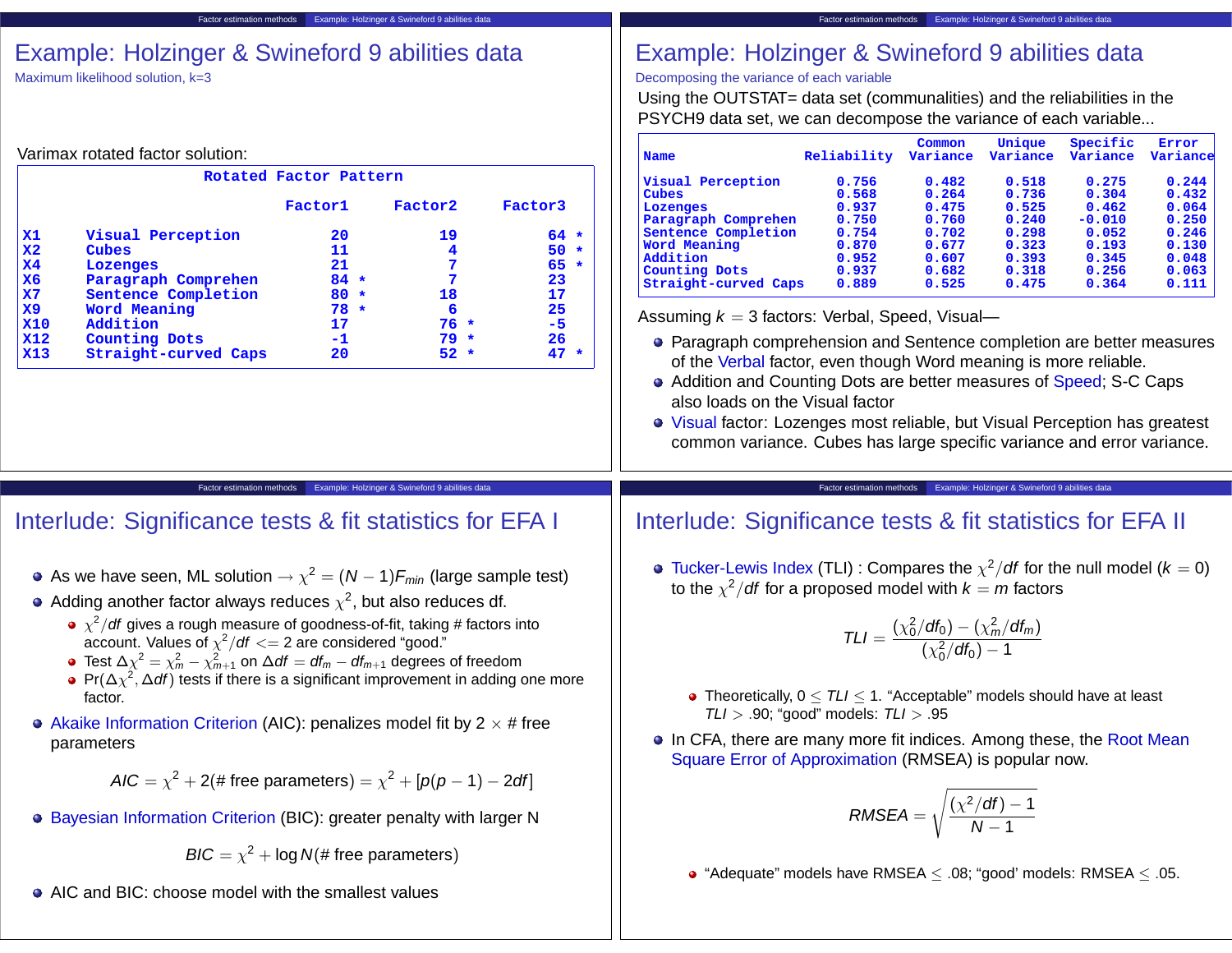# Example: Holzinger & Swineford 9 abilities data

Maximum likelihood solution, k=3

Varimax rotated factor solution:

Rotated Factor Pattern

| | | Factor1 | Factor2 | Factor3 |
|---|---|---|---|---|
| X1 | Visual Perception | 20 | 19 | 64 * |
| X2 | Cubes | 11 | 4 | 50 * |
| X4 | Lozenges | 21 | 7 | 65 * |
| X6 | Paragraph Comprehen | 84 * | 7 | 23 |
| X7 | Sentence Completion | 80 * | 18 | 17 |
| X9 | Word Meaning | 78 * | 6 | 25 |
| X10 | Addition | 17 | 76 * | -5 |
| X12 | Counting Dots | -1 | 79 * | 26 |
| X13 | Straight-curved Caps | 20 | 52 * | 47 * |

# Example: Holzinger & Swineford 9 abilities data

Decomposing the variance of each variable

Using the OUTSTAT= data set (communalities) and the reliabilities in the PSYCH9 data set, we can decompose the variance of each variable...

| Name | Reliability | Common Variance | Unique Variance | Specific Variance | Error Variance |
|---|---|---|---|---|---|
| Visual Perception | 0.756 | 0.482 | 0.518 | 0.275 | 0.244 |
| Cubes | 0.568 | 0.264 | 0.736 | 0.304 | 0.432 |
| Lozenges | 0.937 | 0.475 | 0.525 | 0.462 | 0.064 |
| Paragraph Comprehen | 0.750 | 0.760 | 0.240 | -0.010 | 0.250 |
| Sentence Completion | 0.754 | 0.702 | 0.298 | 0.052 | 0.246 |
| Word Meaning | 0.870 | 0.677 | 0.323 | 0.193 | 0.130 |
| Addition | 0.952 | 0.607 | 0.393 | 0.345 | 0.048 |
| Counting Dots | 0.937 | 0.682 | 0.318 | 0.256 | 0.063 |
| Straight-curved Caps | 0.889 | 0.525 | 0.475 | 0.364 | 0.111 |

Assuming $k = 3$ factors: Verbal, Speed, Visual—

- Paragraph comprehension and Sentence completion are better measures of the Verbal factor, even though Word meaning is more reliable.
- Addition and Counting Dots are better measures of Speed; S-C Caps also loads on the Visual factor
- Visual factor: Lozenges most reliable, but Visual Perception has greatest common variance. Cubes has large specific variance and error variance.

# Interlude: Significance tests & fit statistics for EFA I

- As we have seen, ML solution $\rightarrow \chi^2 = (N-1)F_{min}$ (large sample test)
- Adding another factor always reduces $\chi^2$, but also reduces df.
  - $\chi^2/df$ gives a rough measure of goodness-of-fit, taking # factors into account. Values of $\chi^2/df <= 2$ are considered "good."
  - Test $\Delta\chi^2 = \chi^2_m - \chi^2_{m+1}$ on $\Delta df = df_m - df_{m+1}$ degrees of freedom
  - $\Pr(\Delta\chi^2, \Delta df)$ tests if there is a significant improvement in adding one more factor.
- Akaike Information Criterion (AIC): penalizes model fit by $2 \times$ # free parameters

$$AIC = \chi^2 + 2(\text{\# free parameters}) = \chi^2 + [p(p-1) - 2df]$$

- Bayesian Information Criterion (BIC): greater penalty with larger N

$$BIC = \chi^2 + \log N(\text{\# free parameters})$$

- AIC and BIC: choose model with the smallest values

# Interlude: Significance tests & fit statistics for EFA II

- Tucker-Lewis Index (TLI) : Compares the $\chi^2/df$ for the null model ($k = 0$) to the $\chi^2/df$ for a proposed model with $k = m$ factors

$$TLI = \frac{(\chi^2_0/df_0) - (\chi^2_m/df_m)}{(\chi^2_0/df_0) - 1}$$

  - Theoretically, $0 \leq TLI \leq 1$. "Acceptable" models should have at least $TLI > .90$; "good" models: $TLI > .95$
- In CFA, there are many more fit indices. Among these, the Root Mean Square Error of Approximation (RMSEA) is popular now.

$$RMSEA = \sqrt{\frac{(\chi^2/df) - 1}{N - 1}}$$

  - "Adequate" models have RMSEA $\leq .08$; "good' models: RMSEA $\leq .05$.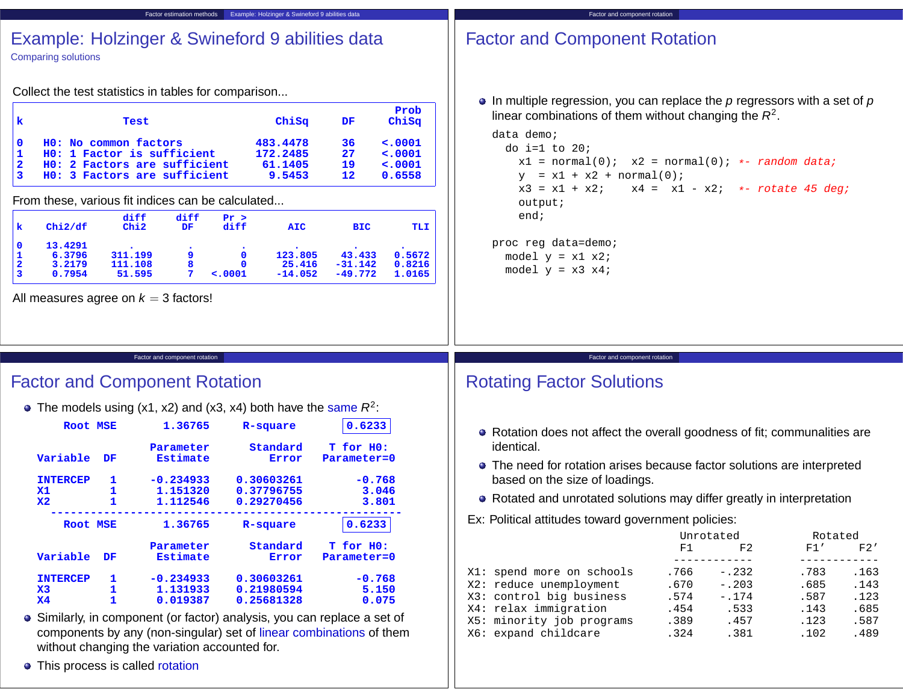## Example: Holzinger & Swineford 9 abilities data

Comparing solutions

Collect the test statistics in tables for comparison...

| k | Test | ChiSq | DF | Prob ChiSq |
|---|---|---|---|---|
| 0 | H0: No common factors | 483.4478 | 36 | <.0001 |
| 1 | H0: 1 Factor is sufficient | 172.2485 | 27 | <.0001 |
| 2 | H0: 2 Factors are sufficient | 61.1405 | 19 | <.0001 |
| 3 | H0: 3 Factors are sufficient | 9.5453 | 12 | 0.6558 |

From these, various fit indices can be calculated...

| k | Chi2/df | diff Chi2 | diff DF | Pr > diff | AIC | BIC | TLI |
|---|---|---|---|---|---|---|---|
| 0 | 13.4291 | . | . | . | . | . | . |
| 1 | 6.3796 | 311.199 | 9 | 0 | 123.805 | 43.433 | 0.5672 |
| 2 | 3.2179 | 111.108 | 8 | 0 | 25.416 | -31.142 | 0.8216 |
| 3 | 0.7954 | 51.595 | 7 | <.0001 | -14.052 | -49.772 | 1.0165 |

All measures agree on $k = 3$ factors!

## Factor and Component Rotation

- In multiple regression, you can replace the $p$ regressors with a set of $p$ linear combinations of them without changing the $R^2$.

```
data demo;
  do i=1 to 20;
    x1 = normal(0);  x2 = normal(0); *- random data;
    y  = x1 + x2 + normal(0);
    x3 = x1 + x2;    x4 =  x1 - x2;  *- rotate 45 deg;
    output;
    end;

proc reg data=demo;
  model y = x1 x2;
  model y = x3 x4;
```

## Factor and Component Rotation

- The models using (x1, x2) and (x3, x4) both have the same $R^2$:

```
      Root MSE       1.36765     R-square      0.6233

                    Parameter      Standard    T for H0:
Variable  DF         Estimate         Error   Parameter=0

INTERCEP   1        -0.234933    0.30603261        -0.768
X1         1         1.151320    0.37796755         3.046
X2         1         1.112546    0.29270456         3.801
------------------------------------------------------------
      Root MSE       1.36765     R-square      0.6233

                    Parameter      Standard    T for H0:
Variable  DF         Estimate         Error   Parameter=0

INTERCEP   1        -0.234933    0.30603261        -0.768
X3         1         1.131933    0.21980594         5.150
X4         1         0.019387    0.25681328         0.075
```

- Similarly, in component (or factor) analysis, you can replace a set of components by any (non-singular) set of linear combinations of them without changing the variation accounted for.
- This process is called rotation

## Rotating Factor Solutions

- Rotation does not affect the overall goodness of fit; communalities are identical.
- The need for rotation arises because factor solutions are interpreted based on the size of loadings.
- Rotated and unrotated solutions may differ greatly in interpretation

Ex: Political attitudes toward government policies:

| | Unrotated F1 | Unrotated F2 | Rotated F1' | Rotated F2' |
|---|---|---|---|---|
| X1: spend more on schools | .766 | -.232 | .783 | .163 |
| X2: reduce unemployment | .670 | -.203 | .685 | .143 |
| X3: control big business | .574 | -.174 | .587 | .123 |
| X4: relax immigration | .454 | .533 | .143 | .685 |
| X5: minority job programs | .389 | .457 | .123 | .587 |
| X6: expand childcare | .324 | .381 | .102 | .489 |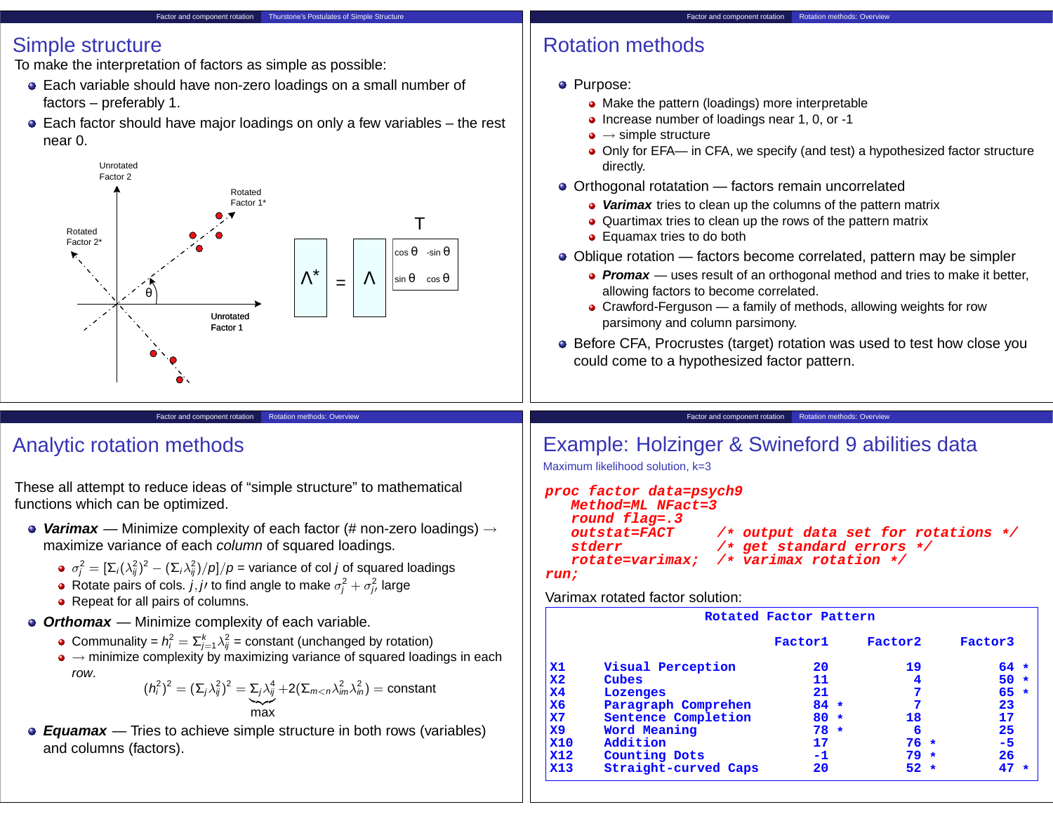## Simple structure

To make the interpretation of factors as simple as possible:

- Each variable should have non-zero loadings on a small number of factors – preferably 1.
- Each factor should have major loadings on only a few variables – the rest near 0.

Unrotated Factor 2

Rotated Factor 1*

Rotated Factor 2*

θ

Unrotated Factor 1

$$\Lambda^* = \Lambda \overset{T}{\begin{bmatrix} \cos\theta & -\sin\theta \\ \sin\theta & \cos\theta \end{bmatrix}}$$

## Rotation methods

- Purpose:
  - Make the pattern (loadings) more interpretable
  - Increase number of loadings near 1, 0, or -1
  - → simple structure
  - Only for EFA— in CFA, we specify (and test) a hypothesized factor structure directly.
- Orthogonal rotatation — factors remain uncorrelated
  - ***Varimax*** tries to clean up the columns of the pattern matrix
  - Quartimax tries to clean up the rows of the pattern matrix
  - Equamax tries to do both
- Oblique rotation — factors become correlated, pattern may be simpler
  - ***Promax*** — uses result of an orthogonal method and tries to make it better, allowing factors to become correlated.
  - Crawford-Ferguson — a family of methods, allowing weights for row parsimony and column parsimony.
- Before CFA, Procrustes (target) rotation was used to test how close you could come to a hypothesized factor pattern.

## Analytic rotation methods

These all attempt to reduce ideas of "simple structure" to mathematical functions which can be optimized.

- ***Varimax*** — Minimize complexity of each factor (# non-zero loadings) → maximize variance of each *column* of squared loadings.
  - $\sigma_j^2 = [\Sigma_i (\lambda_{ij}^2)^2 - (\Sigma_i \lambda_{ij}^2)/p]/p$ = variance of col $j$ of squared loadings
  - Rotate pairs of cols. $j, j\prime$ to find angle to make $\sigma_j^2 + \sigma_{j\prime}^2$ large
  - Repeat for all pairs of columns.
- ***Orthomax*** — Minimize complexity of each variable.
  - Communality = $h_i^2 = \Sigma_{j=1}^k \lambda_{ij}^2$ = constant (unchanged by rotation)
  - → minimize complexity by maximizing variance of squared loadings in each *row*.

$$(h_i^2)^2 = (\Sigma_j \lambda_{ij}^2)^2 = \underbrace{\Sigma_j \lambda_{ij}^4}_{\text{max}} + 2(\Sigma_{m<n} \lambda_{im}^2 \lambda_{in}^2) = \text{constant}$$

- ***Equamax*** — Tries to achieve simple structure in both rows (variables) and columns (factors).

## Example: Holzinger & Swineford 9 abilities data

Maximum likelihood solution, k=3

```
proc factor data=psych9
   Method=ML NFact=3
   round flag=.3
   outstat=FACT      /* output data set for rotations */
   stderr            /* get standard errors */
   rotate=varimax;   /* varimax rotation */
run;
```

Varimax rotated factor solution:

**Rotated Factor Pattern**

| | | Factor1 | Factor2 | Factor3 |
|---|---|---|---|---|
| X1 | Visual Perception | 20 | 19 | 64 * |
| X2 | Cubes | 11 | 4 | 50 * |
| X4 | Lozenges | 21 | 7 | 65 * |
| X6 | Paragraph Comprehen | 84 * | 7 | 23 |
| X7 | Sentence Completion | 80 * | 18 | 17 |
| X9 | Word Meaning | 78 * | 6 | 25 |
| X10 | Addition | 17 | 76 * | -5 |
| X12 | Counting Dots | -1 | 79 * | 26 |
| X13 | Straight-curved Caps | 20 | 52 * | 47 * |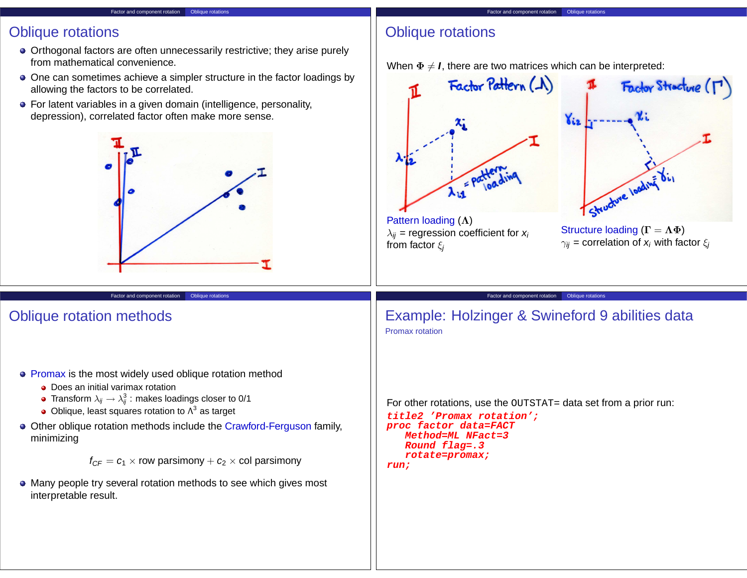# Oblique rotations

- Orthogonal factors are often unnecessarily restrictive; they arise purely from mathematical convenience.
- One can sometimes achieve a simpler structure in the factor loadings by allowing the factors to be correlated.
- For latent variables in a given domain (intelligence, personality, depression), correlated factor often make more sense.

# Oblique rotations

When $\mathbf{\Phi} \neq \mathbf{I}$, there are two matrices which can be interpreted:

Pattern loading ($\mathbf{\Lambda}$)
$\lambda_{ij}$ = regression coefficient for $x_i$ from factor $\xi_j$

Structure loading ($\mathbf{\Gamma} = \mathbf{\Lambda \Phi}$)
$\gamma_{ij}$ = correlation of $x_i$ with factor $\xi_j$

# Oblique rotation methods

- Promax is the most widely used oblique rotation method
  - Does an initial varimax rotation
  - Transform $\lambda_{ij} \rightarrow \lambda_{ij}^3$ : makes loadings closer to 0/1
  - Oblique, least squares rotation to $\Lambda^3$ as target
- Other oblique rotation methods include the Crawford-Ferguson family, minimizing

$$f_{CF} = c_1 \times \text{row parsimony} + c_2 \times \text{col parsimony}$$

- Many people try several rotation methods to see which gives most interpretable result.

# Example: Holzinger & Swineford 9 abilities data

Promax rotation

For other rotations, use the `OUTSTAT=` data set from a prior run:

```
title2 'Promax rotation';
proc factor data=FACT
   Method=ML NFact=3
   Round flag=.3
   rotate=promax;
run;
```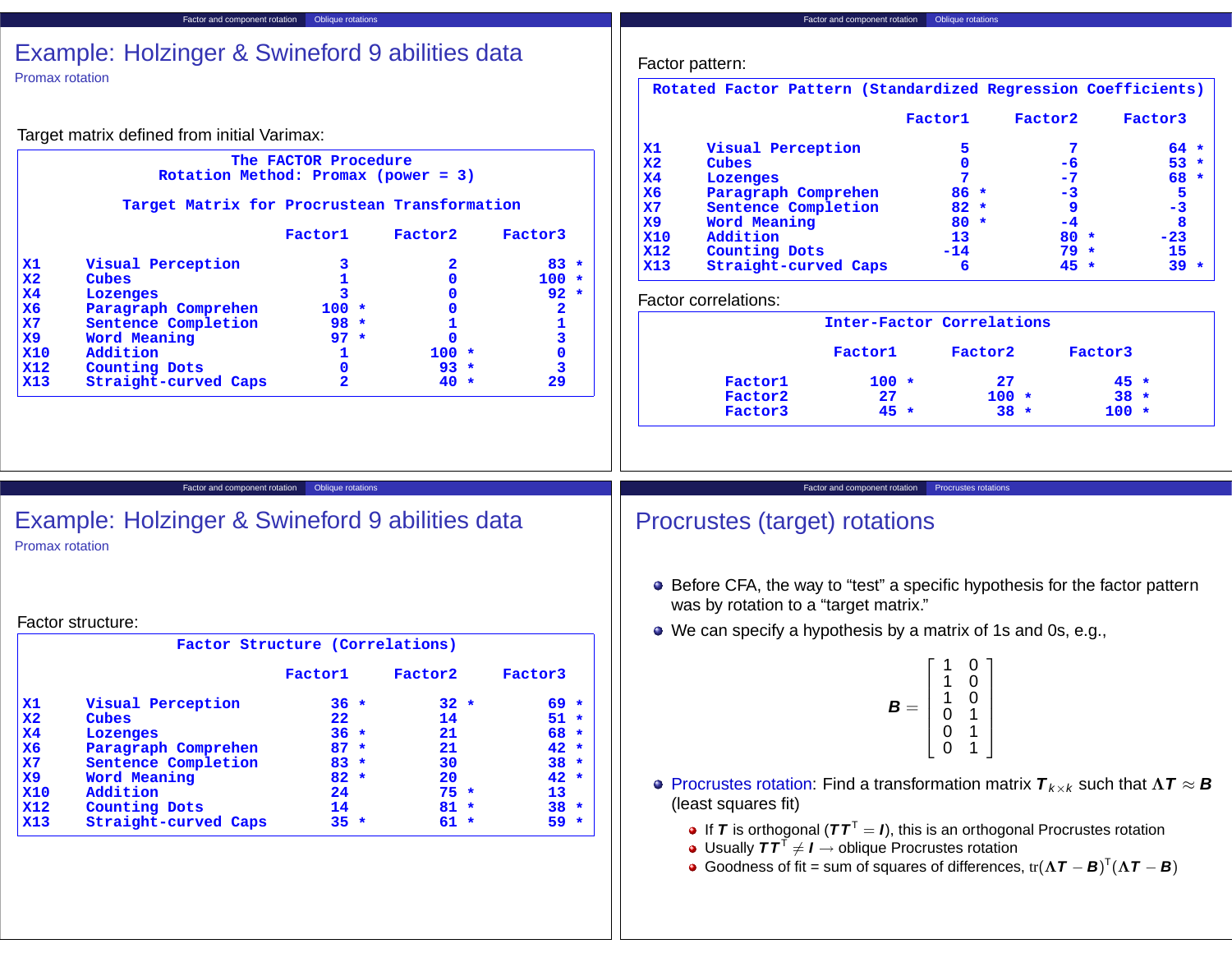# Example: Holzinger & Swineford 9 abilities data

Promax rotation

Target matrix defined from initial Varimax:

```
                      The FACTOR Procedure
                  Rotation Method: Promax (power = 3)

            Target Matrix for Procrustean Transformation

                                 Factor1      Factor2      Factor3

X1       Visual Perception             3            2           83 *
X2       Cubes                         1            0          100 *
X4       Lozenges                      3            0           92 *
X6       Paragraph Comprehen         100 *          0            2
X7       Sentence Completion          98 *          1            1
X9       Word Meaning                 97 *          0            3
X10      Addition                      1          100 *          0
X12      Counting Dots                 0           93 *          3
X13      Straight-curved Caps          2           40 *         29
```

Factor pattern:

```
 Rotated Factor Pattern (Standardized Regression Coefficients)

                                 Factor1      Factor2      Factor3

X1       Visual Perception             5            7           64 *
X2       Cubes                         0           -6           53 *
X4       Lozenges                      7           -7           68 *
X6       Paragraph Comprehen          86 *         -3            5
X7       Sentence Completion          82 *          9           -3
X9       Word Meaning                 80 *         -4            8
X10      Addition                     13           80 *        -23
X12      Counting Dots               -14           79 *         15
X13      Straight-curved Caps          6           45 *         39 *
```

Factor correlations:

```
                 Inter-Factor Correlations

                  Factor1       Factor2       Factor3

     Factor1        100 *          27            45 *
     Factor2         27           100 *          38 *
     Factor3         45 *          38 *         100 *
```

# Example: Holzinger & Swineford 9 abilities data

Promax rotation

Factor structure:

```
                  Factor Structure (Correlations)

                                 Factor1      Factor2      Factor3

X1       Visual Perception            36 *         32 *         69 *
X2       Cubes                        22           14           51 *
X4       Lozenges                     36 *         21           68 *
X6       Paragraph Comprehen          87 *         21           42 *
X7       Sentence Completion          83 *         30           38 *
X9       Word Meaning                 82 *         20           42 *
X10      Addition                     24           75 *         13
X12      Counting Dots                14           81 *         38 *
X13      Straight-curved Caps         35 *         61 *         59 *
```

# Procrustes (target) rotations

- Before CFA, the way to "test" a specific hypothesis for the factor pattern was by rotation to a "target matrix."
- We can specify a hypothesis by a matrix of 1s and 0s, e.g.,

$$\boldsymbol{B} = \begin{bmatrix} 1 & 0 \\ 1 & 0 \\ 1 & 0 \\ 0 & 1 \\ 0 & 1 \\ 0 & 1 \end{bmatrix}$$

- Procrustes rotation: Find a transformation matrix $\boldsymbol{T}_{k \times k}$ such that $\boldsymbol{\Lambda T} \approx \boldsymbol{B}$ (least squares fit)
  - If $\boldsymbol{T}$ is orthogonal ($\boldsymbol{T}\boldsymbol{T}^{\mathsf{T}} = \boldsymbol{I}$), this is an orthogonal Procrustes rotation
  - Usually $\boldsymbol{T}\boldsymbol{T}^{\mathsf{T}} \neq \boldsymbol{I} \rightarrow$ oblique Procrustes rotation
  - Goodness of fit = sum of squares of differences, $\text{tr}(\boldsymbol{\Lambda T} - \boldsymbol{B})^{\mathsf{T}}(\boldsymbol{\Lambda T} - \boldsymbol{B})$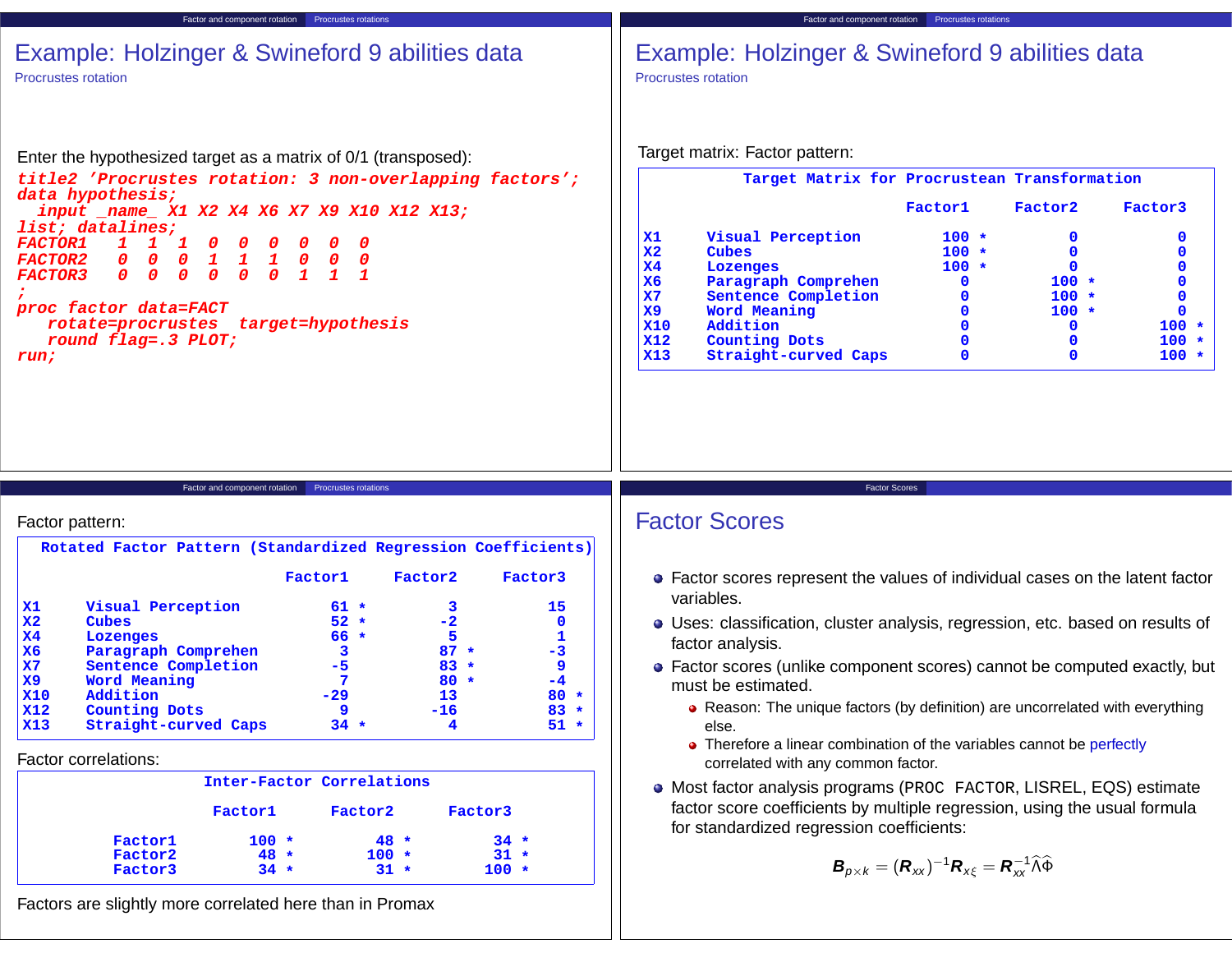# Example: Holzinger & Swineford 9 abilities data

## Procrustes rotation

Enter the hypothesized target as a matrix of 0/1 (transposed):

```
title2 'Procrustes rotation: 3 non-overlapping factors';
data hypothesis;
  input _name_ X1 X2 X4 X6 X7 X9 X10 X12 X13;
list; datalines;
FACTOR1   1  1  1  0  0  0  0  0  0
FACTOR2   0  0  0  1  1  1  0  0  0
FACTOR3   0  0  0  0  0  0  1  1  1
;
proc factor data=FACT
   rotate=procrustes  target=hypothesis
   round flag=.3 PLOT;
run;
```

# Example: Holzinger & Swineford 9 abilities data

## Procrustes rotation

Target matrix: Factor pattern:

**Target Matrix for Procrustean Transformation**

| | | Factor1 | Factor2 | Factor3 |
|---|---|---|---|---|
| X1 | Visual Perception | 100 * | 0 | 0 |
| X2 | Cubes | 100 * | 0 | 0 |
| X4 | Lozenges | 100 * | 0 | 0 |
| X6 | Paragraph Comprehen | 0 | 100 * | 0 |
| X7 | Sentence Completion | 0 | 100 * | 0 |
| X9 | Word Meaning | 0 | 100 * | 0 |
| X10 | Addition | 0 | 0 | 100 * |
| X12 | Counting Dots | 0 | 0 | 100 * |
| X13 | Straight-curved Caps | 0 | 0 | 100 * |

Factor pattern:

**Rotated Factor Pattern (Standardized Regression Coefficients)**

| | | Factor1 | Factor2 | Factor3 |
|---|---|---|---|---|
| X1 | Visual Perception | 61 * | 3 | 15 |
| X2 | Cubes | 52 * | -2 | 0 |
| X4 | Lozenges | 66 * | 5 | 1 |
| X6 | Paragraph Comprehen | 3 | 87 * | -3 |
| X7 | Sentence Completion | -5 | 83 * | 9 |
| X9 | Word Meaning | 7 | 80 * | -4 |
| X10 | Addition | -29 | 13 | 80 * |
| X12 | Counting Dots | 9 | -16 | 83 * |
| X13 | Straight-curved Caps | 34 * | 4 | 51 * |

Factor correlations:

**Inter-Factor Correlations**

| | Factor1 | Factor2 | Factor3 |
|---|---|---|---|
| Factor1 | 100 * | 48 * | 34 * |
| Factor2 | 48 * | 100 * | 31 * |
| Factor3 | 34 * | 31 * | 100 * |

Factors are slightly more correlated here than in Promax

# Factor Scores

- Factor scores represent the values of individual cases on the latent factor variables.
- Uses: classification, cluster analysis, regression, etc. based on results of factor analysis.
- Factor scores (unlike component scores) cannot be computed exactly, but must be estimated.
  - Reason: The unique factors (by definition) are uncorrelated with everything else.
  - Therefore a linear combination of the variables cannot be perfectly correlated with any common factor.
- Most factor analysis programs (PROC FACTOR, LISREL, EQS) estimate factor score coefficients by multiple regression, using the usual formula for standardized regression coefficients:

$$\boldsymbol{B}_{p \times k} = (\boldsymbol{R}_{xx})^{-1} \boldsymbol{R}_{x\xi} = \boldsymbol{R}_{xx}^{-1} \widehat{\Lambda} \widehat{\Phi}$$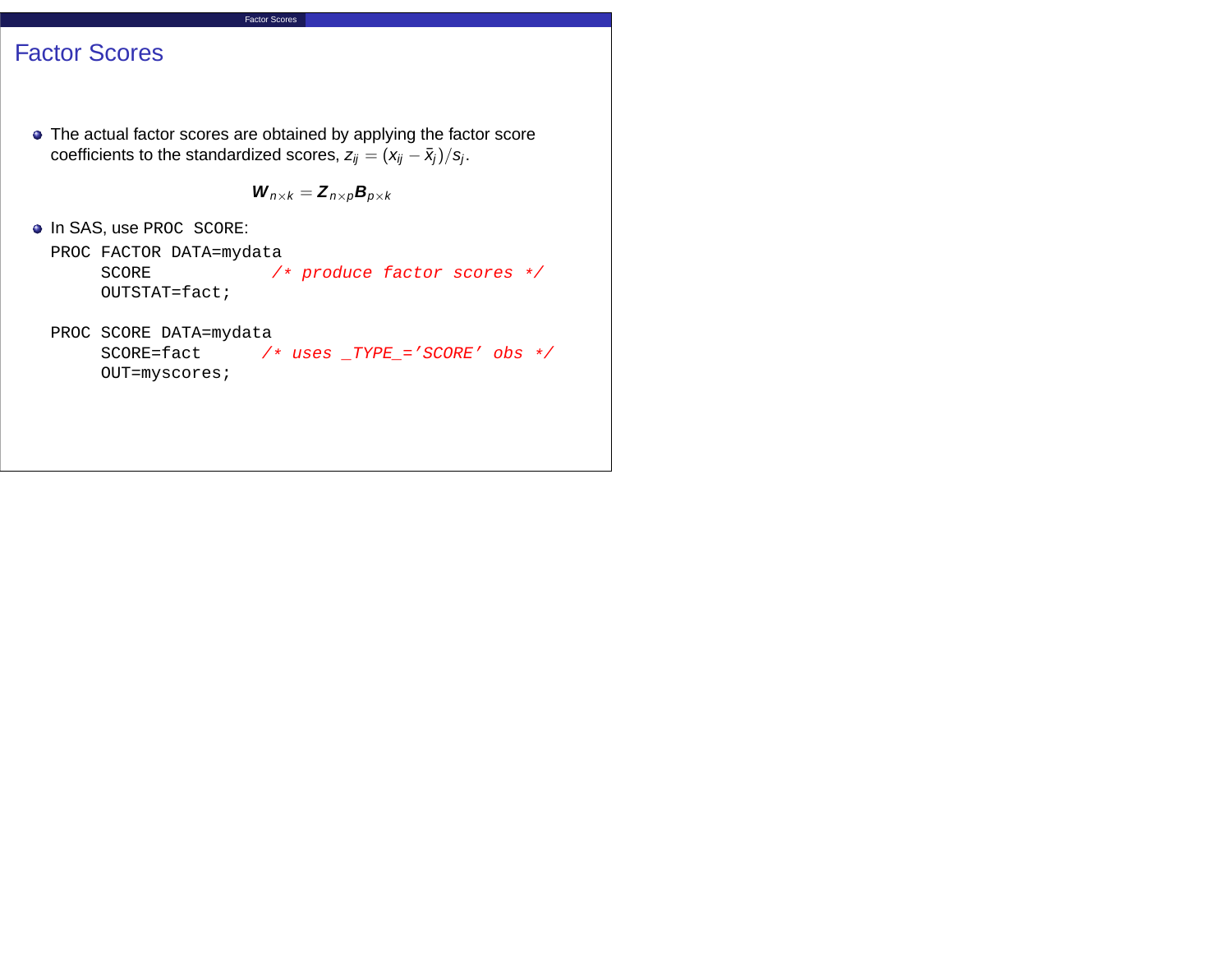# Factor Scores

- The actual factor scores are obtained by applying the factor score coefficients to the standardized scores, $z_{ij} = (x_{ij} - \bar{x}_j)/s_j$.

$$\boldsymbol{W}_{n \times k} = \boldsymbol{Z}_{n \times p} \boldsymbol{B}_{p \times k}$$

- In SAS, use `PROC SCORE`:

```
PROC FACTOR DATA=mydata
     SCORE            /* produce factor scores */
     OUTSTAT=fact;

PROC SCORE DATA=mydata
     SCORE=fact      /* uses _TYPE_='SCORE' obs */
     OUT=myscores;
```